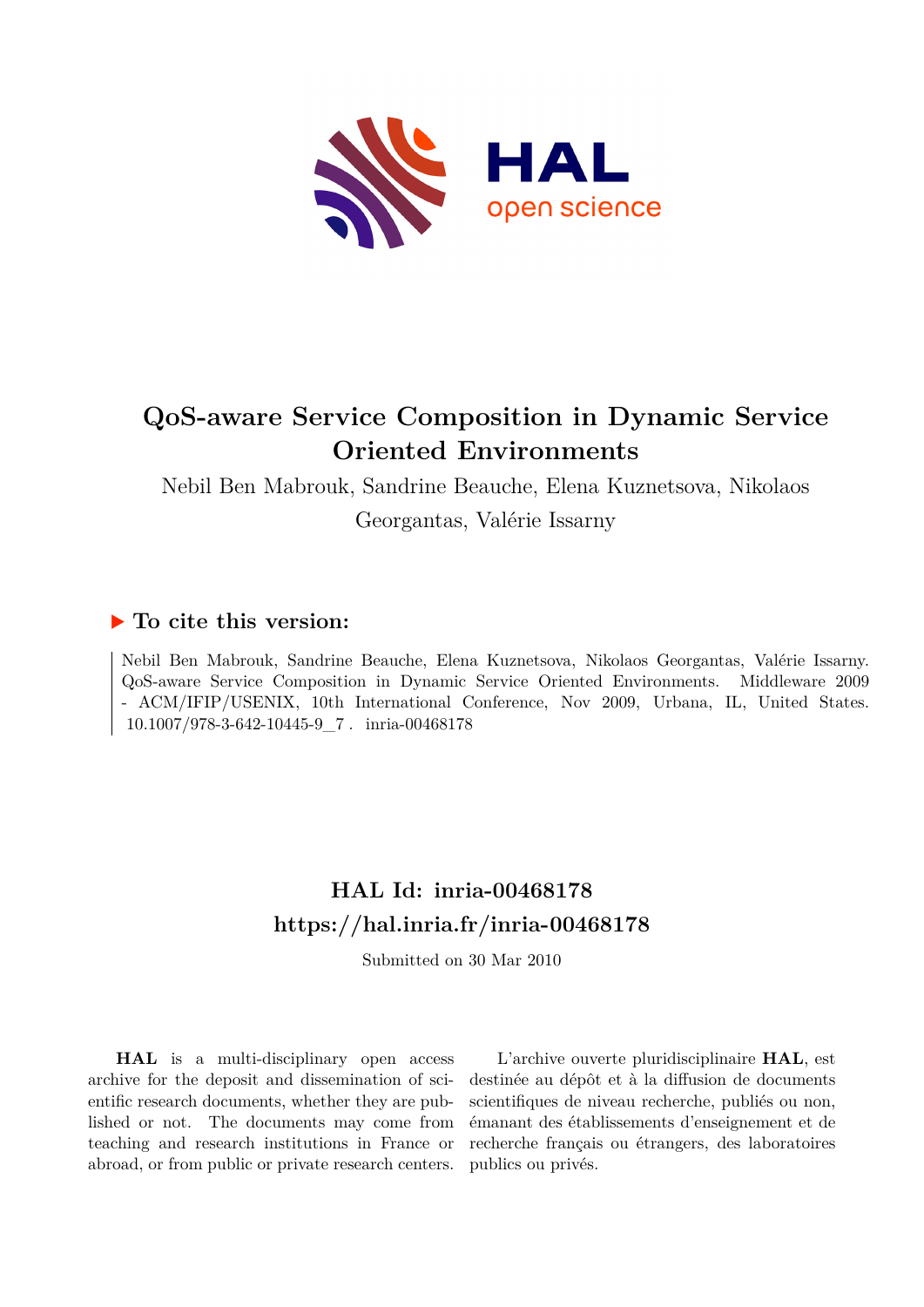# QoS-aware Service Composition in Dynamic Service Oriented Environments

Nebil Ben Mabrouk, Sandrine Beauche, Elena Kuznetsova, Nikolaos Georgantas, Valérie Issarny

## ▶ To cite this version:

Nebil Ben Mabrouk, Sandrine Beauche, Elena Kuznetsova, Nikolaos Georgantas, Valérie Issarny. QoS-aware Service Composition in Dynamic Service Oriented Environments. Middleware 2009 - ACM/IFIP/USENIX, 10th International Conference, Nov 2009, Urbana, IL, United States. 10.1007/978-3-642-10445-9_7 . inria-00468178

## HAL Id: inria-00468178
## https://hal.inria.fr/inria-00468178

Submitted on 30 Mar 2010

**HAL** is a multi-disciplinary open access archive for the deposit and dissemination of scientific research documents, whether they are published or not. The documents may come from teaching and research institutions in France or abroad, or from public or private research centers.

L'archive ouverte pluridisciplinaire **HAL**, est destinée au dépôt et à la diffusion de documents scientifiques de niveau recherche, publiés ou non, émanant des établissements d'enseignement et de recherche français ou étrangers, des laboratoires publics ou privés.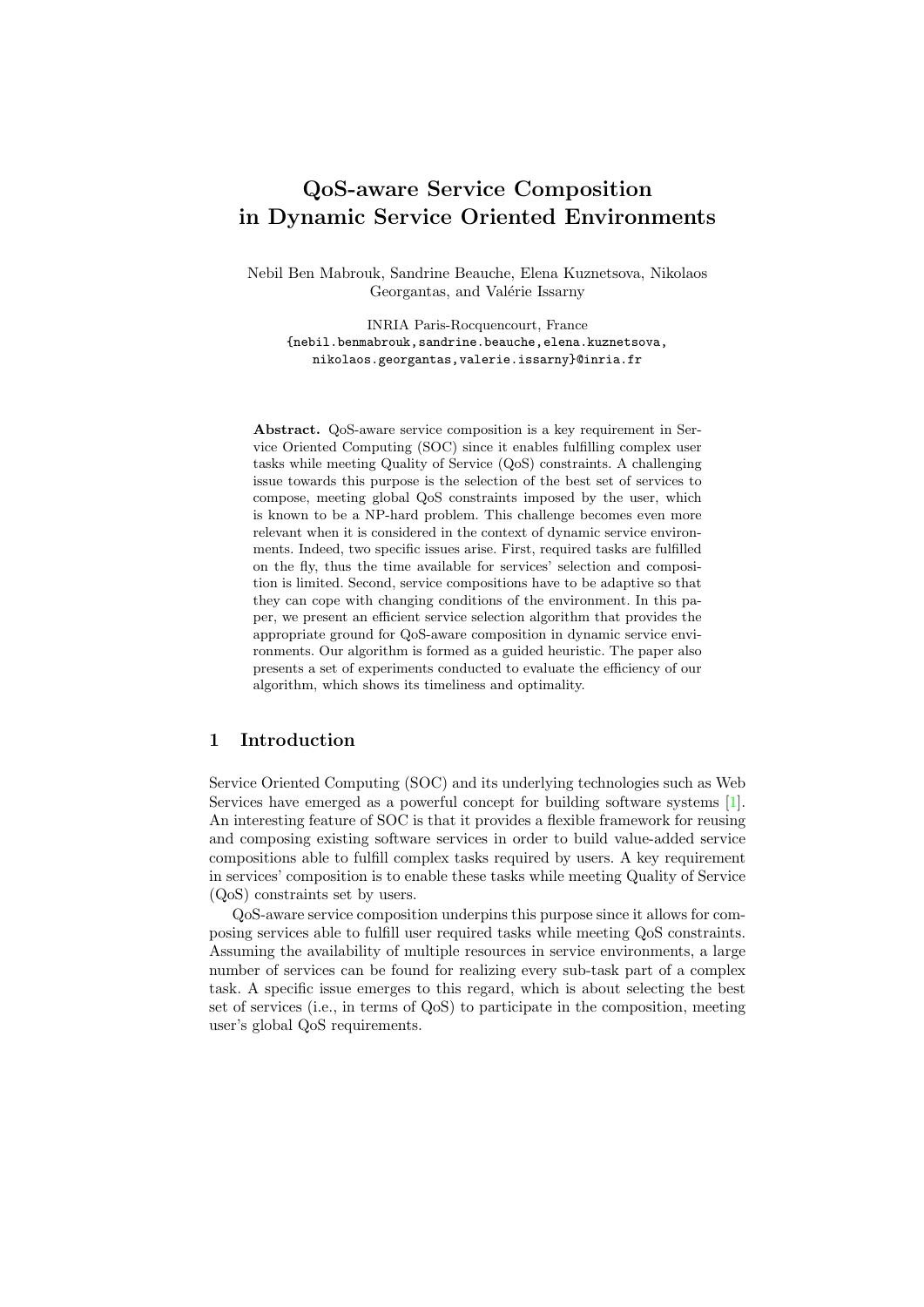# QoS-aware Service Composition in Dynamic Service Oriented Environments

Nebil Ben Mabrouk, Sandrine Beauche, Elena Kuznetsova, Nikolaos Georgantas, and Valérie Issarny

INRIA Paris-Rocquencourt, France
{nebil.benmabrouk,sandrine.beauche,elena.kuznetsova, nikolaos.georgantas,valerie.issarny}@inria.fr

**Abstract.** QoS-aware service composition is a key requirement in Service Oriented Computing (SOC) since it enables fulfilling complex user tasks while meeting Quality of Service (QoS) constraints. A challenging issue towards this purpose is the selection of the best set of services to compose, meeting global QoS constraints imposed by the user, which is known to be a NP-hard problem. This challenge becomes even more relevant when it is considered in the context of dynamic service environments. Indeed, two specific issues arise. First, required tasks are fulfilled on the fly, thus the time available for services' selection and composition is limited. Second, service compositions have to be adaptive so that they can cope with changing conditions of the environment. In this paper, we present an efficient service selection algorithm that provides the appropriate ground for QoS-aware composition in dynamic service environments. Our algorithm is formed as a guided heuristic. The paper also presents a set of experiments conducted to evaluate the efficiency of our algorithm, which shows its timeliness and optimality.

## 1 Introduction

Service Oriented Computing (SOC) and its underlying technologies such as Web Services have emerged as a powerful concept for building software systems [1]. An interesting feature of SOC is that it provides a flexible framework for reusing and composing existing software services in order to build value-added service compositions able to fulfill complex tasks required by users. A key requirement in services' composition is to enable these tasks while meeting Quality of Service (QoS) constraints set by users.

QoS-aware service composition underpins this purpose since it allows for composing services able to fulfill user required tasks while meeting QoS constraints. Assuming the availability of multiple resources in service environments, a large number of services can be found for realizing every sub-task part of a complex task. A specific issue emerges to this regard, which is about selecting the best set of services (i.e., in terms of QoS) to participate in the composition, meeting user's global QoS requirements.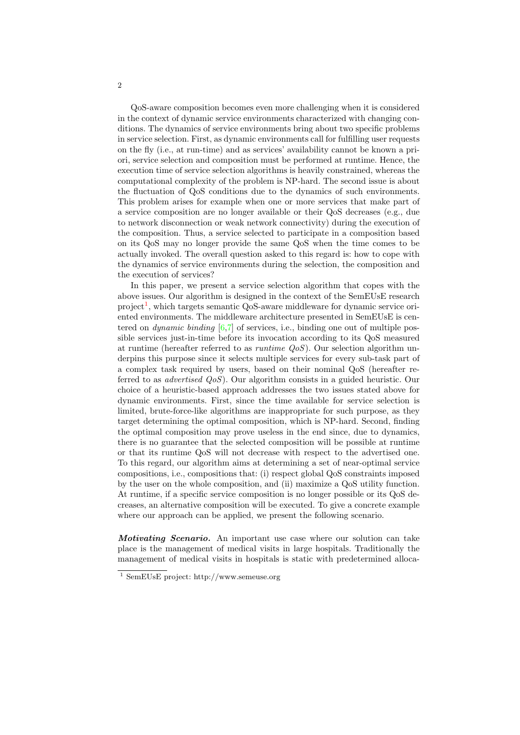QoS-aware composition becomes even more challenging when it is considered in the context of dynamic service environments characterized with changing conditions. The dynamics of service environments bring about two specific problems in service selection. First, as dynamic environments call for fulfilling user requests on the fly (i.e., at run-time) and as services' availability cannot be known a priori, service selection and composition must be performed at runtime. Hence, the execution time of service selection algorithms is heavily constrained, whereas the computational complexity of the problem is NP-hard. The second issue is about the fluctuation of QoS conditions due to the dynamics of such environments. This problem arises for example when one or more services that make part of a service composition are no longer available or their QoS decreases (e.g., due to network disconnection or weak network connectivity) during the execution of the composition. Thus, a service selected to participate in a composition based on its QoS may no longer provide the same QoS when the time comes to be actually invoked. The overall question asked to this regard is: how to cope with the dynamics of service environments during the selection, the composition and the execution of services?

In this paper, we present a service selection algorithm that copes with the above issues. Our algorithm is designed in the context of the SemEUsE research project[1], which targets semantic QoS-aware middleware for dynamic service oriented environments. The middleware architecture presented in SemEUsE is centered on *dynamic binding* [6,7] of services, i.e., binding one out of multiple possible services just-in-time before its invocation according to its QoS measured at runtime (hereafter referred to as *runtime QoS*). Our selection algorithm underpins this purpose since it selects multiple services for every sub-task part of a complex task required by users, based on their nominal QoS (hereafter referred to as *advertised QoS*). Our algorithm consists in a guided heuristic. Our choice of a heuristic-based approach addresses the two issues stated above for dynamic environments. First, since the time available for service selection is limited, brute-force-like algorithms are inappropriate for such purpose, as they target determining the optimal composition, which is NP-hard. Second, finding the optimal composition may prove useless in the end since, due to dynamics, there is no guarantee that the selected composition will be possible at runtime or that its runtime QoS will not decrease with respect to the advertised one. To this regard, our algorithm aims at determining a set of near-optimal service compositions, i.e., compositions that: (i) respect global QoS constraints imposed by the user on the whole composition, and (ii) maximize a QoS utility function. At runtime, if a specific service composition is no longer possible or its QoS decreases, an alternative composition will be executed. To give a concrete example where our approach can be applied, we present the following scenario.

***Motivating Scenario.*** An important use case where our solution can take place is the management of medical visits in large hospitals. Traditionally the management of medical visits in hospitals is static with predetermined alloca-

[1] SemEUsE project: http://www.semeuse.org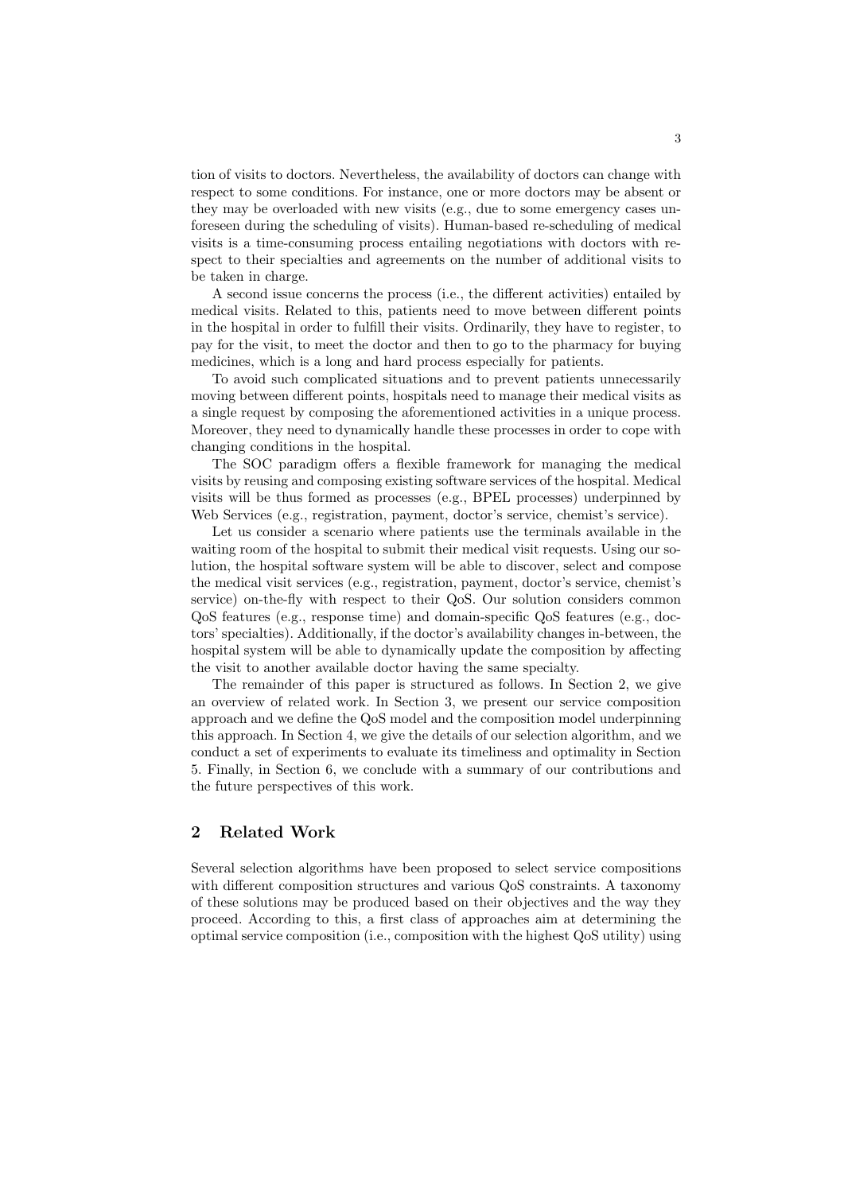tion of visits to doctors. Nevertheless, the availability of doctors can change with respect to some conditions. For instance, one or more doctors may be absent or they may be overloaded with new visits (e.g., due to some emergency cases unforeseen during the scheduling of visits). Human-based re-scheduling of medical visits is a time-consuming process entailing negotiations with doctors with respect to their specialties and agreements on the number of additional visits to be taken in charge.

A second issue concerns the process (i.e., the different activities) entailed by medical visits. Related to this, patients need to move between different points in the hospital in order to fulfill their visits. Ordinarily, they have to register, to pay for the visit, to meet the doctor and then to go to the pharmacy for buying medicines, which is a long and hard process especially for patients.

To avoid such complicated situations and to prevent patients unnecessarily moving between different points, hospitals need to manage their medical visits as a single request by composing the aforementioned activities in a unique process. Moreover, they need to dynamically handle these processes in order to cope with changing conditions in the hospital.

The SOC paradigm offers a flexible framework for managing the medical visits by reusing and composing existing software services of the hospital. Medical visits will be thus formed as processes (e.g., BPEL processes) underpinned by Web Services (e.g., registration, payment, doctor's service, chemist's service).

Let us consider a scenario where patients use the terminals available in the waiting room of the hospital to submit their medical visit requests. Using our solution, the hospital software system will be able to discover, select and compose the medical visit services (e.g., registration, payment, doctor's service, chemist's service) on-the-fly with respect to their QoS. Our solution considers common QoS features (e.g., response time) and domain-specific QoS features (e.g., doctors' specialties). Additionally, if the doctor's availability changes in-between, the hospital system will be able to dynamically update the composition by affecting the visit to another available doctor having the same specialty.

The remainder of this paper is structured as follows. In Section 2, we give an overview of related work. In Section 3, we present our service composition approach and we define the QoS model and the composition model underpinning this approach. In Section 4, we give the details of our selection algorithm, and we conduct a set of experiments to evaluate its timeliness and optimality in Section 5. Finally, in Section 6, we conclude with a summary of our contributions and the future perspectives of this work.

## 2 Related Work

Several selection algorithms have been proposed to select service compositions with different composition structures and various QoS constraints. A taxonomy of these solutions may be produced based on their objectives and the way they proceed. According to this, a first class of approaches aim at determining the optimal service composition (i.e., composition with the highest QoS utility) using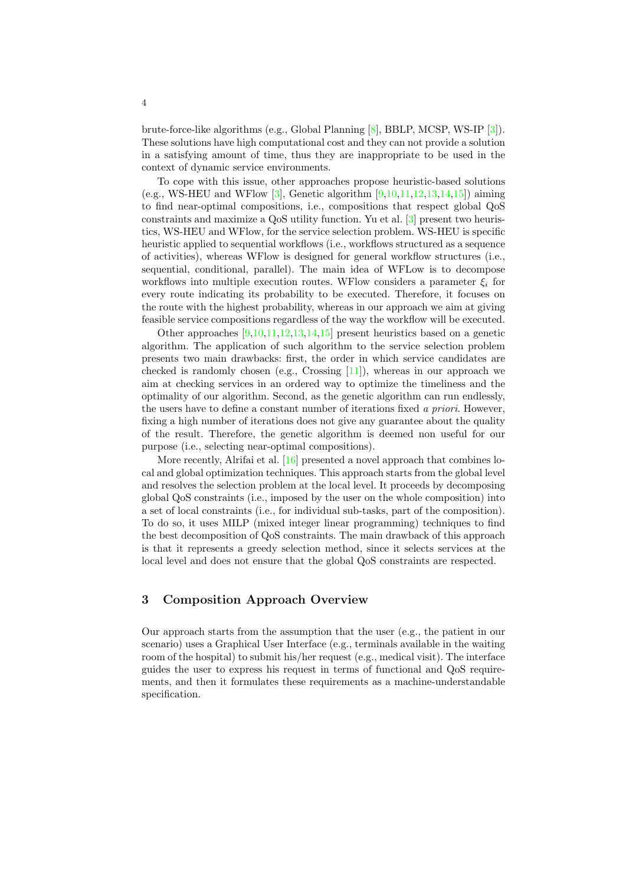brute-force-like algorithms (e.g., Global Planning [8], BBLP, MCSP, WS-IP [3]). These solutions have high computational cost and they can not provide a solution in a satisfying amount of time, thus they are inappropriate to be used in the context of dynamic service environments.

To cope with this issue, other approaches propose heuristic-based solutions (e.g., WS-HEU and WFlow [3], Genetic algorithm [9,10,11,12,13,14,15]) aiming to find near-optimal compositions, i.e., compositions that respect global QoS constraints and maximize a QoS utility function. Yu et al. [3] present two heuristics, WS-HEU and WFlow, for the service selection problem. WS-HEU is specific heuristic applied to sequential workflows (i.e., workflows structured as a sequence of activities), whereas WFlow is designed for general workflow structures (i.e., sequential, conditional, parallel). The main idea of WFLow is to decompose workflows into multiple execution routes. WFlow considers a parameter $\xi_i$ for every route indicating its probability to be executed. Therefore, it focuses on the route with the highest probability, whereas in our approach we aim at giving feasible service compositions regardless of the way the workflow will be executed.

Other approaches [9,10,11,12,13,14,15] present heuristics based on a genetic algorithm. The application of such algorithm to the service selection problem presents two main drawbacks: first, the order in which service candidates are checked is randomly chosen (e.g., Crossing [11]), whereas in our approach we aim at checking services in an ordered way to optimize the timeliness and the optimality of our algorithm. Second, as the genetic algorithm can run endlessly, the users have to define a constant number of iterations fixed *a priori*. However, fixing a high number of iterations does not give any guarantee about the quality of the result. Therefore, the genetic algorithm is deemed non useful for our purpose (i.e., selecting near-optimal compositions).

More recently, Alrifai et al. [16] presented a novel approach that combines local and global optimization techniques. This approach starts from the global level and resolves the selection problem at the local level. It proceeds by decomposing global QoS constraints (i.e., imposed by the user on the whole composition) into a set of local constraints (i.e., for individual sub-tasks, part of the composition). To do so, it uses MILP (mixed integer linear programming) techniques to find the best decomposition of QoS constraints. The main drawback of this approach is that it represents a greedy selection method, since it selects services at the local level and does not ensure that the global QoS constraints are respected.

## 3 Composition Approach Overview

Our approach starts from the assumption that the user (e.g., the patient in our scenario) uses a Graphical User Interface (e.g., terminals available in the waiting room of the hospital) to submit his/her request (e.g., medical visit). The interface guides the user to express his request in terms of functional and QoS requirements, and then it formulates these requirements as a machine-understandable specification.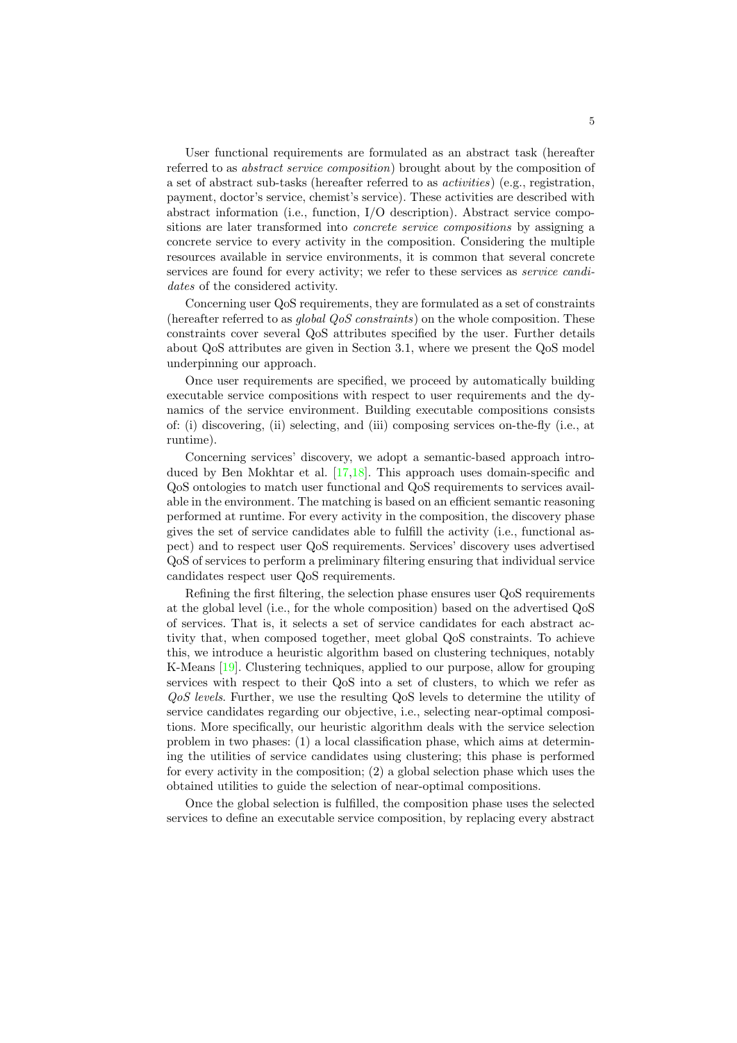User functional requirements are formulated as an abstract task (hereafter referred to as *abstract service composition*) brought about by the composition of a set of abstract sub-tasks (hereafter referred to as *activities*) (e.g., registration, payment, doctor's service, chemist's service). These activities are described with abstract information (i.e., function, I/O description). Abstract service compositions are later transformed into *concrete service compositions* by assigning a concrete service to every activity in the composition. Considering the multiple resources available in service environments, it is common that several concrete services are found for every activity; we refer to these services as *service candidates* of the considered activity.

Concerning user QoS requirements, they are formulated as a set of constraints (hereafter referred to as *global QoS constraints*) on the whole composition. These constraints cover several QoS attributes specified by the user. Further details about QoS attributes are given in Section 3.1, where we present the QoS model underpinning our approach.

Once user requirements are specified, we proceed by automatically building executable service compositions with respect to user requirements and the dynamics of the service environment. Building executable compositions consists of: (i) discovering, (ii) selecting, and (iii) composing services on-the-fly (i.e., at runtime).

Concerning services' discovery, we adopt a semantic-based approach introduced by Ben Mokhtar et al. [17,18]. This approach uses domain-specific and QoS ontologies to match user functional and QoS requirements to services available in the environment. The matching is based on an efficient semantic reasoning performed at runtime. For every activity in the composition, the discovery phase gives the set of service candidates able to fulfill the activity (i.e., functional aspect) and to respect user QoS requirements. Services' discovery uses advertised QoS of services to perform a preliminary filtering ensuring that individual service candidates respect user QoS requirements.

Refining the first filtering, the selection phase ensures user QoS requirements at the global level (i.e., for the whole composition) based on the advertised QoS of services. That is, it selects a set of service candidates for each abstract activity that, when composed together, meet global QoS constraints. To achieve this, we introduce a heuristic algorithm based on clustering techniques, notably K-Means [19]. Clustering techniques, applied to our purpose, allow for grouping services with respect to their QoS into a set of clusters, to which we refer as *QoS levels*. Further, we use the resulting QoS levels to determine the utility of service candidates regarding our objective, i.e., selecting near-optimal compositions. More specifically, our heuristic algorithm deals with the service selection problem in two phases: (1) a local classification phase, which aims at determining the utilities of service candidates using clustering; this phase is performed for every activity in the composition; (2) a global selection phase which uses the obtained utilities to guide the selection of near-optimal compositions.

Once the global selection is fulfilled, the composition phase uses the selected services to define an executable service composition, by replacing every abstract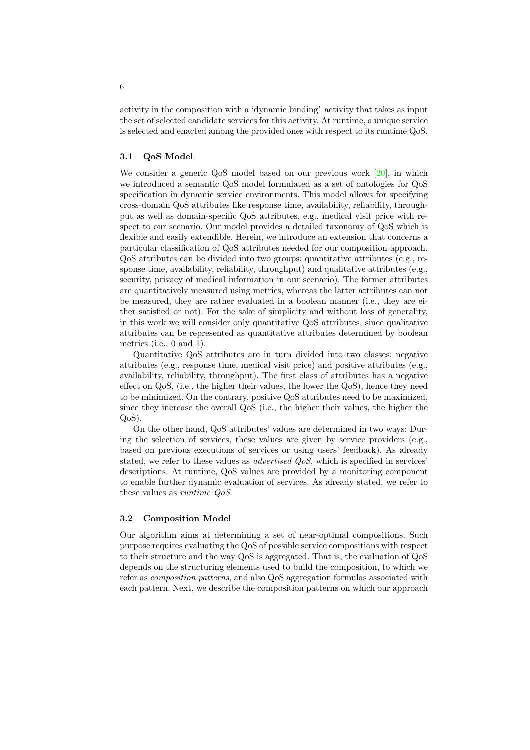activity in the composition with a 'dynamic binding' activity that takes as input the set of selected candidate services for this activity. At runtime, a unique service is selected and enacted among the provided ones with respect to its runtime QoS.

### 3.1 QoS Model

We consider a generic QoS model based on our previous work [20], in which we introduced a semantic QoS model formulated as a set of ontologies for QoS specification in dynamic service environments. This model allows for specifying cross-domain QoS attributes like response time, availability, reliability, throughput as well as domain-specific QoS attributes, e.g., medical visit price with respect to our scenario. Our model provides a detailed taxonomy of QoS which is flexible and easily extendible. Herein, we introduce an extension that concerns a particular classification of QoS attributes needed for our composition approach. QoS attributes can be divided into two groups: quantitative attributes (e.g., response time, availability, reliability, throughput) and qualitative attributes (e.g., security, privacy of medical information in our scenario). The former attributes are quantitatively measured using metrics, whereas the latter attributes can not be measured, they are rather evaluated in a boolean manner (i.e., they are either satisfied or not). For the sake of simplicity and without loss of generality, in this work we will consider only quantitative QoS attributes, since qualitative attributes can be represented as quantitative attributes determined by boolean metrics (i.e., 0 and 1).

Quantitative QoS attributes are in turn divided into two classes: negative attributes (e.g., response time, medical visit price) and positive attributes (e.g., availability, reliability, throughput). The first class of attributes has a negative effect on QoS, (i.e., the higher their values, the lower the QoS), hence they need to be minimized. On the contrary, positive QoS attributes need to be maximized, since they increase the overall QoS (i.e., the higher their values, the higher the QoS).

On the other hand, QoS attributes' values are determined in two ways: During the selection of services, these values are given by service providers (e.g., based on previous executions of services or using users' feedback). As already stated, we refer to these values as *advertised QoS*, which is specified in services' descriptions. At runtime, QoS values are provided by a monitoring component to enable further dynamic evaluation of services. As already stated, we refer to these values as *runtime QoS*.

### 3.2 Composition Model

Our algorithm aims at determining a set of near-optimal compositions. Such purpose requires evaluating the QoS of possible service compositions with respect to their structure and the way QoS is aggregated. That is, the evaluation of QoS depends on the structuring elements used to build the composition, to which we refer as *composition patterns*, and also QoS aggregation formulas associated with each pattern. Next, we describe the composition patterns on which our approach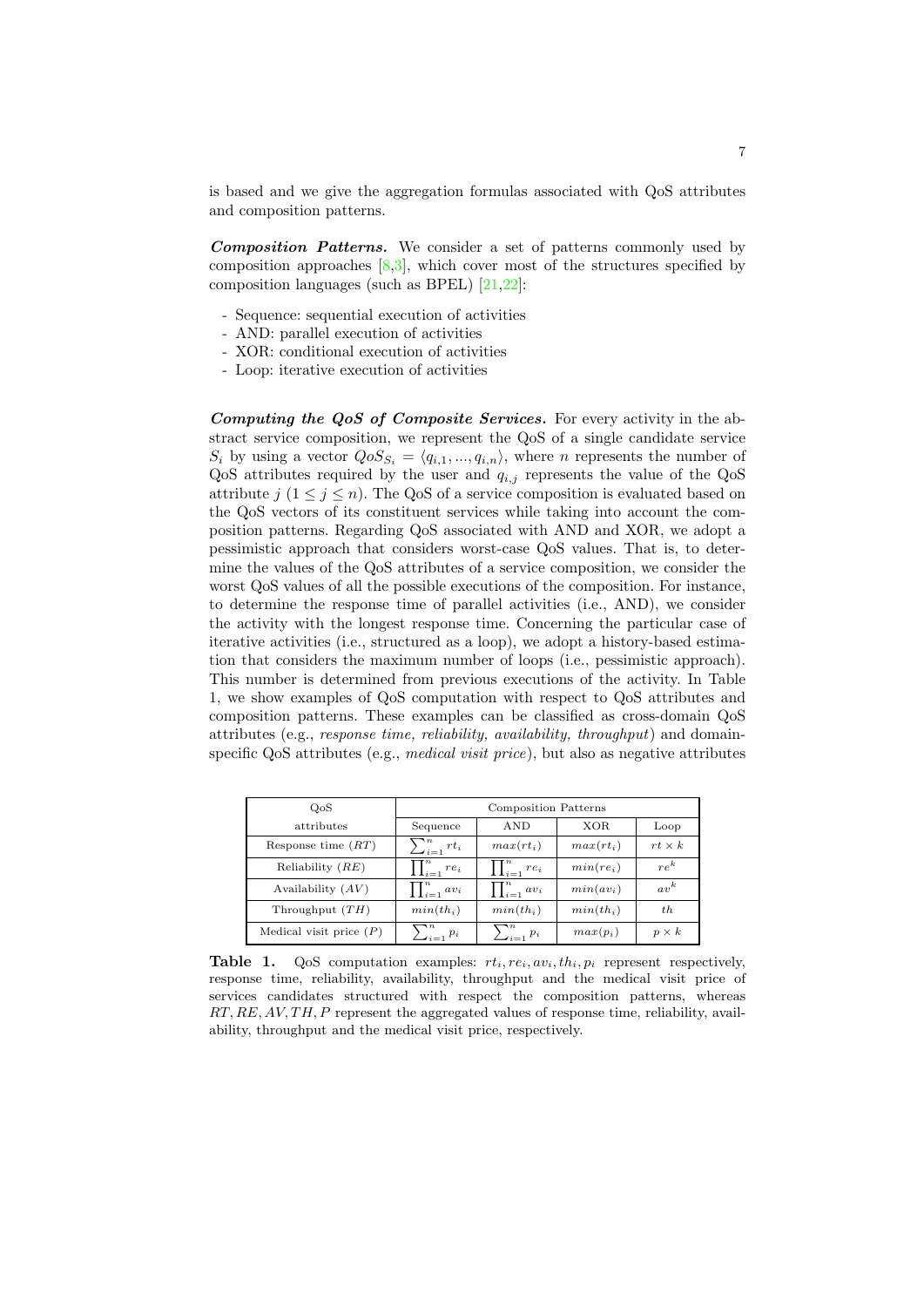is based and we give the aggregation formulas associated with QoS attributes and composition patterns.

***Composition Patterns.*** We consider a set of patterns commonly used by composition approaches [8,3], which cover most of the structures specified by composition languages (such as BPEL) [21,22]:

- Sequence: sequential execution of activities
- AND: parallel execution of activities
- XOR: conditional execution of activities
- Loop: iterative execution of activities

***Computing the QoS of Composite Services.*** For every activity in the abstract service composition, we represent the QoS of a single candidate service $S_i$ by using a vector $QoS_{S_i} = \langle q_{i,1}, ..., q_{i,n} \rangle$, where $n$ represents the number of QoS attributes required by the user and $q_{i,j}$ represents the value of the QoS attribute $j$ $(1 \leq j \leq n)$. The QoS of a service composition is evaluated based on the QoS vectors of its constituent services while taking into account the composition patterns. Regarding QoS associated with AND and XOR, we adopt a pessimistic approach that considers worst-case QoS values. That is, to determine the values of the QoS attributes of a service composition, we consider the worst QoS values of all the possible executions of the composition. For instance, to determine the response time of parallel activities (i.e., AND), we consider the activity with the longest response time. Concerning the particular case of iterative activities (i.e., structured as a loop), we adopt a history-based estimation that considers the maximum number of loops (i.e., pessimistic approach). This number is determined from previous executions of the activity. In Table 1, we show examples of QoS computation with respect to QoS attributes and composition patterns. These examples can be classified as cross-domain QoS attributes (e.g., *response time, reliability, availability, throughput*) and domain-specific QoS attributes (e.g., *medical visit price*), but also as negative attributes

| QoS attributes | Composition Patterns | | | |
|---|---|---|---|---|
| | Sequence | AND | XOR | Loop |
| Response time ($RT$) | $\sum_{i=1}^{n} rt_i$ | $max(rt_i)$ | $max(rt_i)$ | $rt \times k$ |
| Reliability ($RE$) | $\prod_{i=1}^{n} re_i$ | $\prod_{i=1}^{n} re_i$ | $min(re_i)$ | $re^k$ |
| Availability ($AV$) | $\prod_{i=1}^{n} av_i$ | $\prod_{i=1}^{n} av_i$ | $min(av_i)$ | $av^k$ |
| Throughput ($TH$) | $min(th_i)$ | $min(th_i)$ | $min(th_i)$ | $th$ |
| Medical visit price ($P$) | $\sum_{i=1}^{n} p_i$ | $\sum_{i=1}^{n} p_i$ | $max(p_i)$ | $p \times k$ |

**Table 1.** QoS computation examples: $rt_i, re_i, av_i, th_i, p_i$ represent respectively, response time, reliability, availability, throughput and the medical visit price of services candidates structured with respect the composition patterns, whereas $RT, RE, AV, TH, P$ represent the aggregated values of response time, reliability, availability, throughput and the medical visit price, respectively.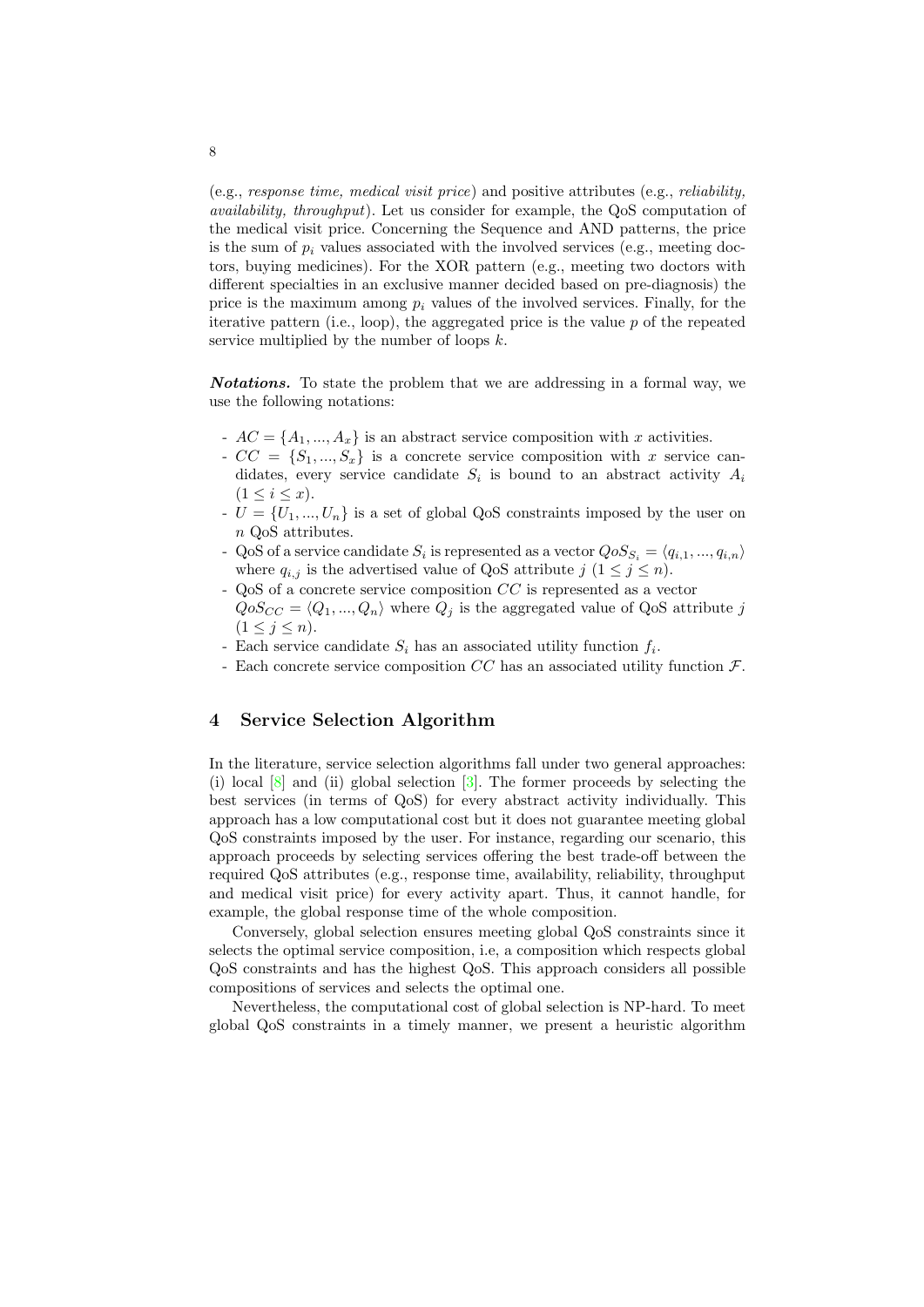(e.g., *response time, medical visit price*) and positive attributes (e.g., *reliability, availability, throughput*). Let us consider for example, the QoS computation of the medical visit price. Concerning the Sequence and AND patterns, the price is the sum of $p_i$ values associated with the involved services (e.g., meeting doctors, buying medicines). For the XOR pattern (e.g., meeting two doctors with different specialties in an exclusive manner decided based on pre-diagnosis) the price is the maximum among $p_i$ values of the involved services. Finally, for the iterative pattern (i.e., loop), the aggregated price is the value $p$ of the repeated service multiplied by the number of loops $k$.

***Notations.*** To state the problem that we are addressing in a formal way, we use the following notations:

- $AC = \{A_1, ..., A_x\}$ is an abstract service composition with $x$ activities.
- $CC = \{S_1, ..., S_x\}$ is a concrete service composition with $x$ service candidates, every service candidate $S_i$ is bound to an abstract activity $A_i$ $(1 \leq i \leq x)$.
- $U = \{U_1, ..., U_n\}$ is a set of global QoS constraints imposed by the user on $n$ QoS attributes.
- QoS of a service candidate $S_i$ is represented as a vector $QoS_{S_i} = \langle q_{i,1}, ..., q_{i,n} \rangle$ where $q_{i,j}$ is the advertised value of QoS attribute $j$ $(1 \leq j \leq n)$.
- QoS of a concrete service composition $CC$ is represented as a vector $QoS_{CC} = \langle Q_1, ..., Q_n \rangle$ where $Q_j$ is the aggregated value of QoS attribute $j$ $(1 \leq j \leq n)$.
- Each service candidate $S_i$ has an associated utility function $f_i$.
- Each concrete service composition $CC$ has an associated utility function $\mathcal{F}$.

## 4 Service Selection Algorithm

In the literature, service selection algorithms fall under two general approaches: (i) local [8] and (ii) global selection [3]. The former proceeds by selecting the best services (in terms of QoS) for every abstract activity individually. This approach has a low computational cost but it does not guarantee meeting global QoS constraints imposed by the user. For instance, regarding our scenario, this approach proceeds by selecting services offering the best trade-off between the required QoS attributes (e.g., response time, availability, reliability, throughput and medical visit price) for every activity apart. Thus, it cannot handle, for example, the global response time of the whole composition.

Conversely, global selection ensures meeting global QoS constraints since it selects the optimal service composition, i.e, a composition which respects global QoS constraints and has the highest QoS. This approach considers all possible compositions of services and selects the optimal one.

Nevertheless, the computational cost of global selection is NP-hard. To meet global QoS constraints in a timely manner, we present a heuristic algorithm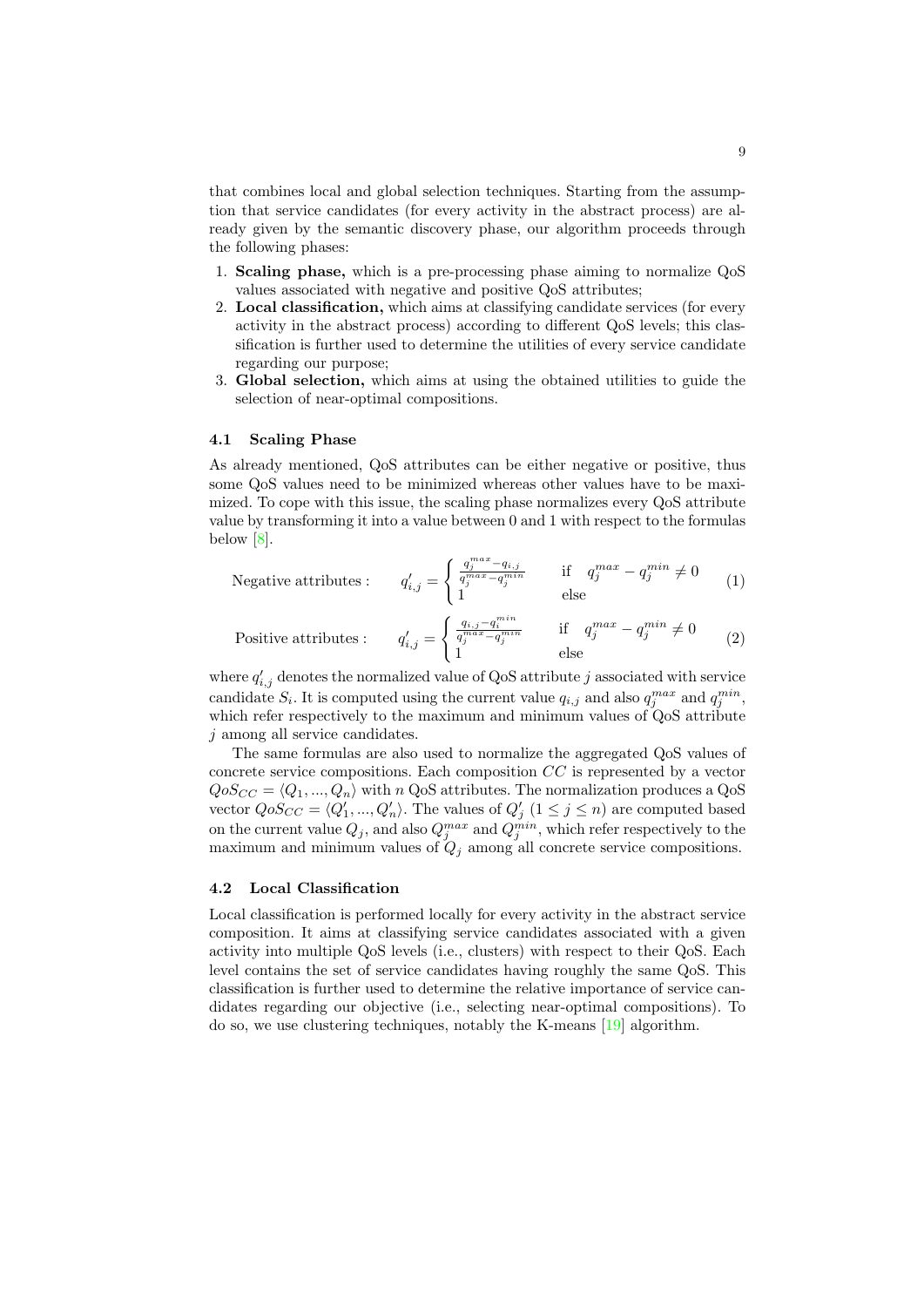that combines local and global selection techniques. Starting from the assumption that service candidates (for every activity in the abstract process) are already given by the semantic discovery phase, our algorithm proceeds through the following phases:

1. **Scaling phase,** which is a pre-processing phase aiming to normalize QoS values associated with negative and positive QoS attributes;
2. **Local classification,** which aims at classifying candidate services (for every activity in the abstract process) according to different QoS levels; this classification is further used to determine the utilities of every service candidate regarding our purpose;
3. **Global selection,** which aims at using the obtained utilities to guide the selection of near-optimal compositions.

### 4.1 Scaling Phase

As already mentioned, QoS attributes can be either negative or positive, thus some QoS values need to be minimized whereas other values have to be maximized. To cope with this issue, the scaling phase normalizes every QoS attribute value by transforming it into a value between 0 and 1 with respect to the formulas below [8].

$$\text{Negative attributes :} \qquad q'_{i,j} = \begin{cases} \frac{q_j^{max} - q_{i,j}}{q_j^{max} - q_j^{min}} & \text{if} \quad q_j^{max} - q_j^{min} \neq 0 \\ 1 & \text{else} \end{cases} \tag{1}$$

$$\text{Positive attributes :} \qquad q'_{i,j} = \begin{cases} \frac{q_{i,j} - q_i^{min}}{q_j^{max} - q_j^{min}} & \text{if} \quad q_j^{max} - q_j^{min} \neq 0 \\ 1 & \text{else} \end{cases} \tag{2}$$

where $q'_{i,j}$ denotes the normalized value of QoS attribute $j$ associated with service candidate $S_i$. It is computed using the current value $q_{i,j}$ and also $q_j^{max}$ and $q_j^{min}$, which refer respectively to the maximum and minimum values of QoS attribute $j$ among all service candidates.

The same formulas are also used to normalize the aggregated QoS values of concrete service compositions. Each composition $CC$ is represented by a vector $QoS_{CC} = \langle Q_1, ..., Q_n \rangle$ with $n$ QoS attributes. The normalization produces a QoS vector $QoS_{CC} = \langle Q'_1, ..., Q'_n \rangle$. The values of $Q'_j$ $(1 \leq j \leq n)$ are computed based on the current value $Q_j$, and also $Q_j^{max}$ and $Q_j^{min}$, which refer respectively to the maximum and minimum values of $Q_j$ among all concrete service compositions.

### 4.2 Local Classification

Local classification is performed locally for every activity in the abstract service composition. It aims at classifying service candidates associated with a given activity into multiple QoS levels (i.e., clusters) with respect to their QoS. Each level contains the set of service candidates having roughly the same QoS. This classification is further used to determine the relative importance of service candidates regarding our objective (i.e., selecting near-optimal compositions). To do so, we use clustering techniques, notably the K-means [19] algorithm.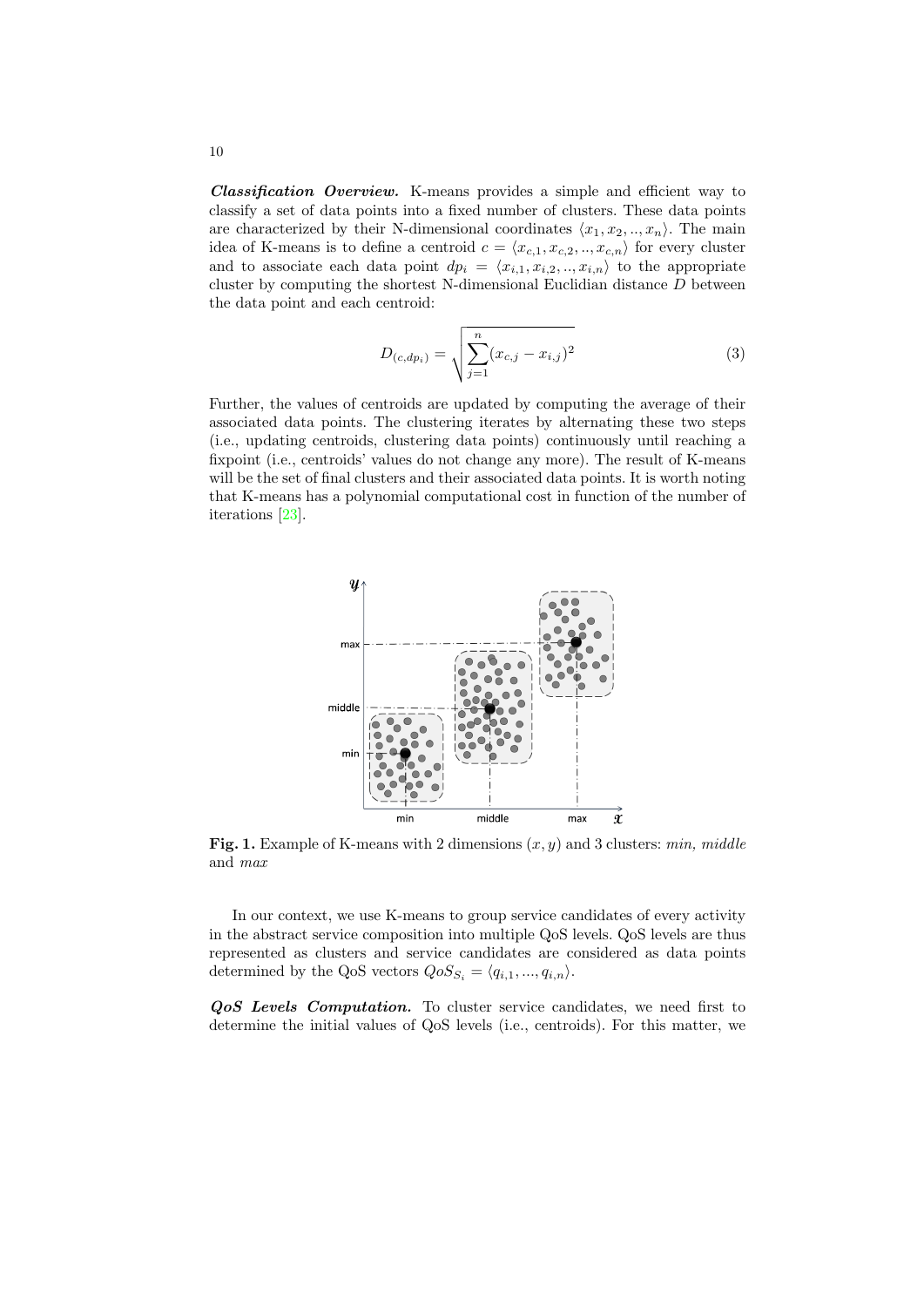***Classification Overview.*** K-means provides a simple and efficient way to classify a set of data points into a fixed number of clusters. These data points are characterized by their N-dimensional coordinates $\langle x_1, x_2, .., x_n \rangle$. The main idea of K-means is to define a centroid $c = \langle x_{c,1}, x_{c,2}, .., x_{c,n} \rangle$ for every cluster and to associate each data point $dp_i = \langle x_{i,1}, x_{i,2}, .., x_{i,n} \rangle$ to the appropriate cluster by computing the shortest N-dimensional Euclidian distance $D$ between the data point and each centroid:

$$D_{(c,dp_i)} = \sqrt{\sum_{j=1}^{n} (x_{c,j} - x_{i,j})^2} \tag{3}$$

Further, the values of centroids are updated by computing the average of their associated data points. The clustering iterates by alternating these two steps (i.e., updating centroids, clustering data points) continuously until reaching a fixpoint (i.e., centroids' values do not change any more). The result of K-means will be the set of final clusters and their associated data points. It is worth noting that K-means has a polynomial computational cost in function of the number of iterations [23].

**Fig. 1.** Example of K-means with 2 dimensions $(x, y)$ and 3 clusters: *min, middle* and *max*

In our context, we use K-means to group service candidates of every activity in the abstract service composition into multiple QoS levels. QoS levels are thus represented as clusters and service candidates are considered as data points determined by the QoS vectors $QoS_{S_i} = \langle q_{i,1}, ..., q_{i,n} \rangle$.

***QoS Levels Computation.*** To cluster service candidates, we need first to determine the initial values of QoS levels (i.e., centroids). For this matter, we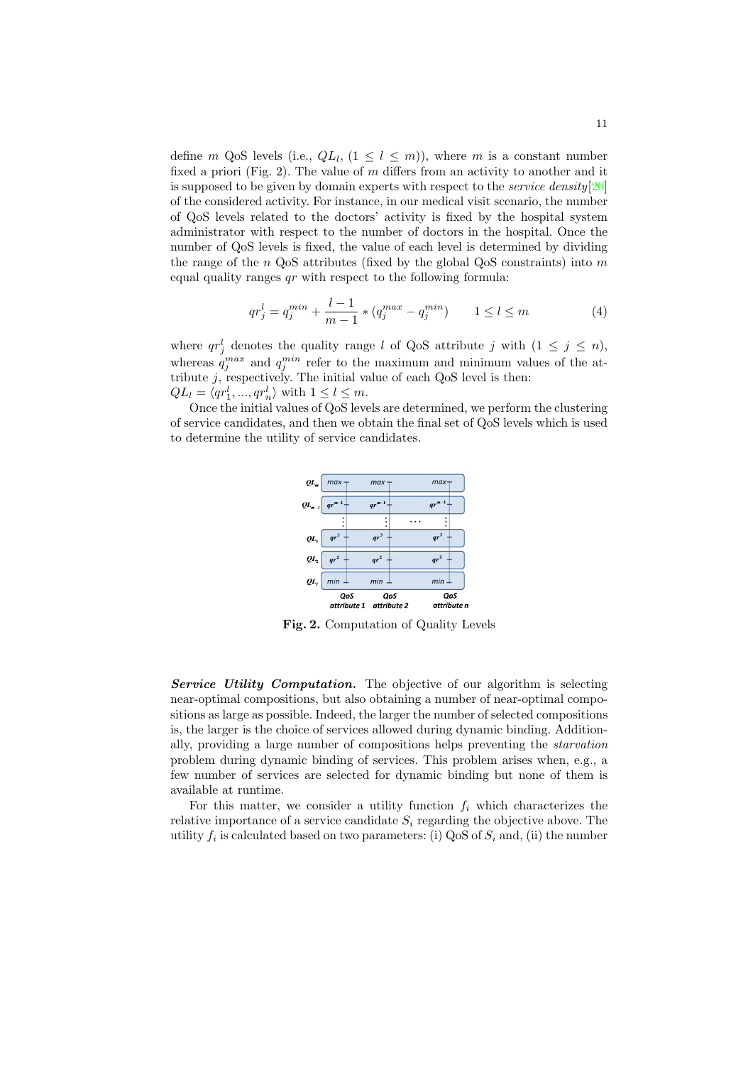define $m$ QoS levels (i.e., $QL_l$, $(1 \leq l \leq m)$), where $m$ is a constant number fixed a priori (Fig. 2). The value of $m$ differs from an activity to another and it is supposed to be given by domain experts with respect to the *service density*[20] of the considered activity. For instance, in our medical visit scenario, the number of QoS levels related to the doctors' activity is fixed by the hospital system administrator with respect to the number of doctors in the hospital. Once the number of QoS levels is fixed, the value of each level is determined by dividing the range of the $n$ QoS attributes (fixed by the global QoS constraints) into $m$ equal quality ranges $qr$ with respect to the following formula:

$$qr_j^l = q_j^{min} + \frac{l-1}{m-1} * (q_j^{max} - q_j^{min}) \qquad 1 \leq l \leq m \tag{4}$$

where $qr_j^l$ denotes the quality range $l$ of QoS attribute $j$ with $(1 \leq j \leq n)$, whereas $q_j^{max}$ and $q_j^{min}$ refer to the maximum and minimum values of the attribute $j$, respectively. The initial value of each QoS level is then: $QL_l = \langle qr_1^l, ..., qr_n^l \rangle$ with $1 \leq l \leq m$.

Once the initial values of QoS levels are determined, we perform the clustering of service candidates, and then we obtain the final set of QoS levels which is used to determine the utility of service candidates.

**Fig. 2.** Computation of Quality Levels

***Service Utility Computation.*** The objective of our algorithm is selecting near-optimal compositions, but also obtaining a number of near-optimal compositions as large as possible. Indeed, the larger the number of selected compositions is, the larger is the choice of services allowed during dynamic binding. Additionally, providing a large number of compositions helps preventing the *starvation* problem during dynamic binding of services. This problem arises when, e.g., a few number of services are selected for dynamic binding but none of them is available at runtime.

For this matter, we consider a utility function $f_i$ which characterizes the relative importance of a service candidate $S_i$ regarding the objective above. The utility $f_i$ is calculated based on two parameters: (i) QoS of $S_i$ and, (ii) the number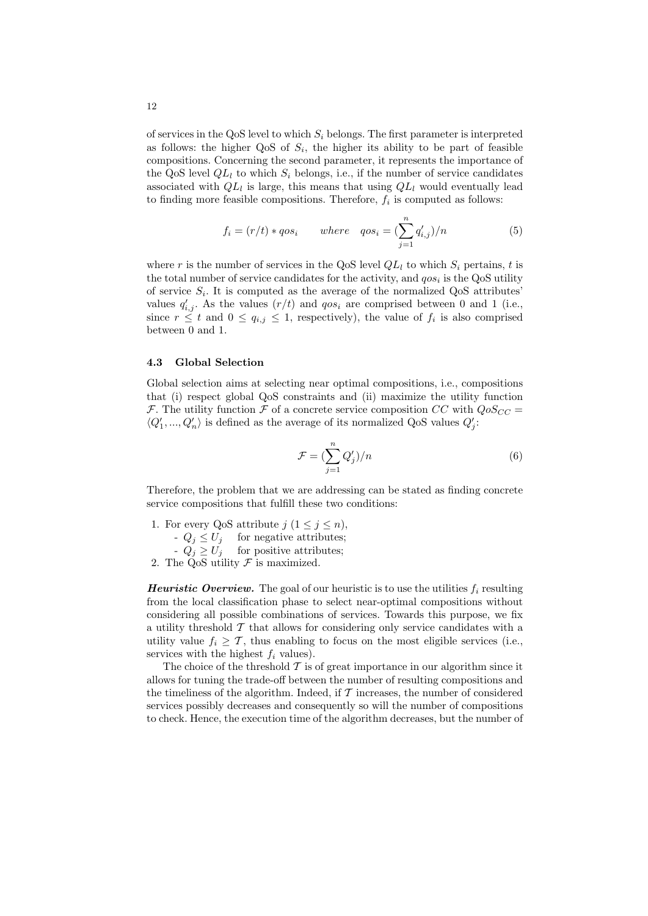of services in the QoS level to which $S_i$ belongs. The first parameter is interpreted as follows: the higher QoS of $S_i$, the higher its ability to be part of feasible compositions. Concerning the second parameter, it represents the importance of the QoS level $QL_l$ to which $S_i$ belongs, i.e., if the number of service candidates associated with $QL_l$ is large, this means that using $QL_l$ would eventually lead to finding more feasible compositions. Therefore, $f_i$ is computed as follows:

$$f_i = (r/t) * qos_i \qquad where \quad qos_i = (\sum_{j=1}^{n} q'_{i,j})/n \tag{5}$$

where $r$ is the number of services in the QoS level $QL_l$ to which $S_i$ pertains, $t$ is the total number of service candidates for the activity, and $qos_i$ is the QoS utility of service $S_i$. It is computed as the average of the normalized QoS attributes' values $q'_{i,j}$. As the values $(r/t)$ and $qos_i$ are comprised between 0 and 1 (i.e., since $r \leq t$ and $0 \leq q_{i,j} \leq 1$, respectively), the value of $f_i$ is also comprised between 0 and 1.

### 4.3 Global Selection

Global selection aims at selecting near optimal compositions, i.e., compositions that (i) respect global QoS constraints and (ii) maximize the utility function $\mathcal{F}$. The utility function $\mathcal{F}$ of a concrete service composition $CC$ with $QoS_{CC} = \langle Q'_1, ..., Q'_n \rangle$ is defined as the average of its normalized QoS values $Q'_j$:

$$\mathcal{F} = (\sum_{j=1}^{n} Q'_j)/n \tag{6}$$

Therefore, the problem that we are addressing can be stated as finding concrete service compositions that fulfill these two conditions:

1. For every QoS attribute $j$ $(1 \leq j \leq n)$,
   - $Q_j \leq U_j$ for negative attributes;
   - $Q_j \geq U_j$ for positive attributes;
2. The QoS utility $\mathcal{F}$ is maximized.

***Heuristic Overview.*** The goal of our heuristic is to use the utilities $f_i$ resulting from the local classification phase to select near-optimal compositions without considering all possible combinations of services. Towards this purpose, we fix a utility threshold $\mathcal{T}$ that allows for considering only service candidates with a utility value $f_i \geq \mathcal{T}$, thus enabling to focus on the most eligible services (i.e., services with the highest $f_i$ values).

The choice of the threshold $\mathcal{T}$ is of great importance in our algorithm since it allows for tuning the trade-off between the number of resulting compositions and the timeliness of the algorithm. Indeed, if $\mathcal{T}$ increases, the number of considered services possibly decreases and consequently so will the number of compositions to check. Hence, the execution time of the algorithm decreases, but the number of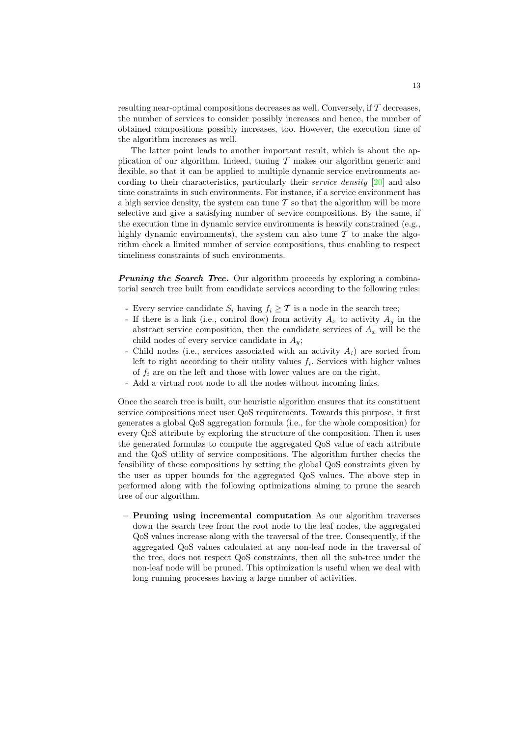resulting near-optimal compositions decreases as well. Conversely, if $\mathcal{T}$ decreases, the number of services to consider possibly increases and hence, the number of obtained compositions possibly increases, too. However, the execution time of the algorithm increases as well.

The latter point leads to another important result, which is about the application of our algorithm. Indeed, tuning $\mathcal{T}$ makes our algorithm generic and flexible, so that it can be applied to multiple dynamic service environments according to their characteristics, particularly their *service density* [20] and also time constraints in such environments. For instance, if a service environment has a high service density, the system can tune $\mathcal{T}$ so that the algorithm will be more selective and give a satisfying number of service compositions. By the same, if the execution time in dynamic service environments is heavily constrained (e.g., highly dynamic environments), the system can also tune $\mathcal{T}$ to make the algorithm check a limited number of service compositions, thus enabling to respect timeliness constraints of such environments.

***Pruning the Search Tree.*** Our algorithm proceeds by exploring a combinatorial search tree built from candidate services according to the following rules:

- Every service candidate $S_i$ having $f_i \geq \mathcal{T}$ is a node in the search tree;
- If there is a link (i.e., control flow) from activity $A_x$ to activity $A_y$ in the abstract service composition, then the candidate services of $A_x$ will be the child nodes of every service candidate in $A_y$;
- Child nodes (i.e., services associated with an activity $A_i$) are sorted from left to right according to their utility values $f_i$. Services with higher values of $f_i$ are on the left and those with lower values are on the right.
- Add a virtual root node to all the nodes without incoming links.

Once the search tree is built, our heuristic algorithm ensures that its constituent service compositions meet user QoS requirements. Towards this purpose, it first generates a global QoS aggregation formula (i.e., for the whole composition) for every QoS attribute by exploring the structure of the composition. Then it uses the generated formulas to compute the aggregated QoS value of each attribute and the QoS utility of service compositions. The algorithm further checks the feasibility of these compositions by setting the global QoS constraints given by the user as upper bounds for the aggregated QoS values. The above step in performed along with the following optimizations aiming to prune the search tree of our algorithm.

- **Pruning using incremental computation** As our algorithm traverses down the search tree from the root node to the leaf nodes, the aggregated QoS values increase along with the traversal of the tree. Consequently, if the aggregated QoS values calculated at any non-leaf node in the traversal of the tree, does not respect QoS constraints, then all the sub-tree under the non-leaf node will be pruned. This optimization is useful when we deal with long running processes having a large number of activities.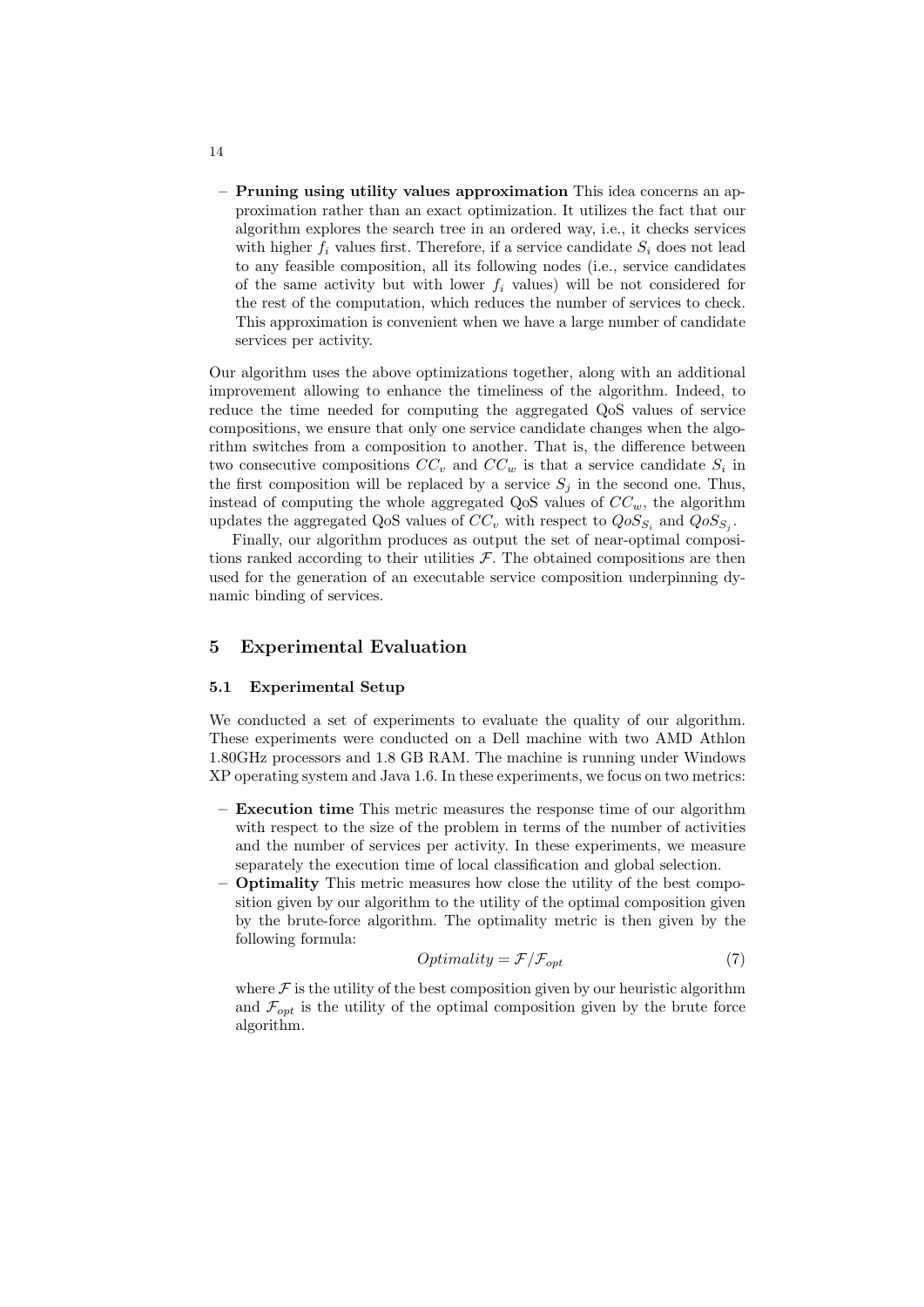- **Pruning using utility values approximation** This idea concerns an approximation rather than an exact optimization. It utilizes the fact that our algorithm explores the search tree in an ordered way, i.e., it checks services with higher $f_i$ values first. Therefore, if a service candidate $S_i$ does not lead to any feasible composition, all its following nodes (i.e., service candidates of the same activity but with lower $f_i$ values) will be not considered for the rest of the computation, which reduces the number of services to check. This approximation is convenient when we have a large number of candidate services per activity.

Our algorithm uses the above optimizations together, along with an additional improvement allowing to enhance the timeliness of the algorithm. Indeed, to reduce the time needed for computing the aggregated QoS values of service compositions, we ensure that only one service candidate changes when the algorithm switches from a composition to another. That is, the difference between two consecutive compositions $CC_v$ and $CC_w$ is that a service candidate $S_i$ in the first composition will be replaced by a service $S_j$ in the second one. Thus, instead of computing the whole aggregated QoS values of $CC_w$, the algorithm updates the aggregated QoS values of $CC_v$ with respect to $QoS_{S_i}$ and $QoS_{S_j}$.

Finally, our algorithm produces as output the set of near-optimal compositions ranked according to their utilities $\mathcal{F}$. The obtained compositions are then used for the generation of an executable service composition underpinning dynamic binding of services.

## 5 Experimental Evaluation

### 5.1 Experimental Setup

We conducted a set of experiments to evaluate the quality of our algorithm. These experiments were conducted on a Dell machine with two AMD Athlon 1.80GHz processors and 1.8 GB RAM. The machine is running under Windows XP operating system and Java 1.6. In these experiments, we focus on two metrics:

- **Execution time** This metric measures the response time of our algorithm with respect to the size of the problem in terms of the number of activities and the number of services per activity. In these experiments, we measure separately the execution time of local classification and global selection.
- **Optimality** This metric measures how close the utility of the best composition given by our algorithm to the utility of the optimal composition given by the brute-force algorithm. The optimality metric is then given by the following formula:

$$Optimality = \mathcal{F}/\mathcal{F}_{opt} \tag{7}$$

where $\mathcal{F}$ is the utility of the best composition given by our heuristic algorithm and $\mathcal{F}_{opt}$ is the utility of the optimal composition given by the brute force algorithm.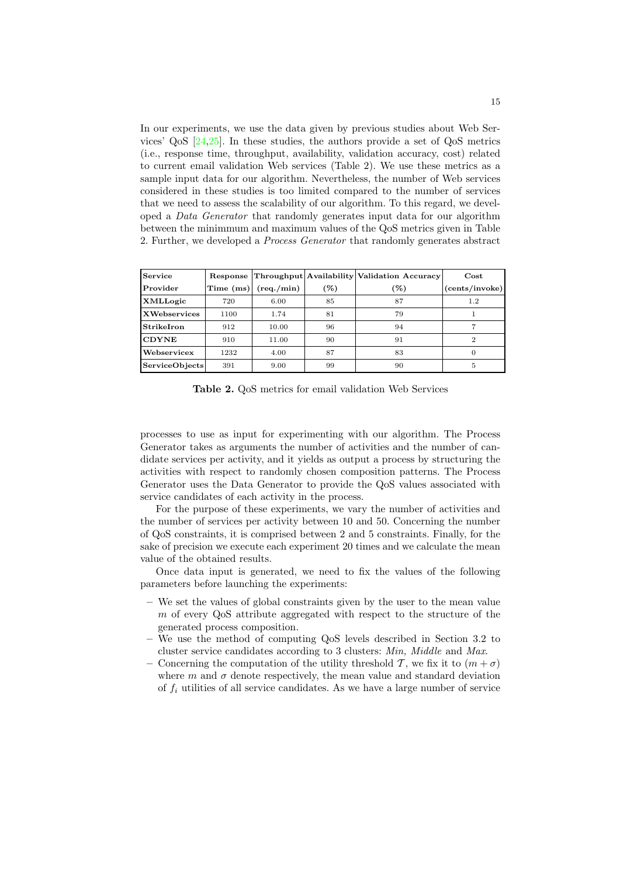In our experiments, we use the data given by previous studies about Web Services' QoS [24,25]. In these studies, the authors provide a set of QoS metrics (i.e., response time, throughput, availability, validation accuracy, cost) related to current email validation Web services (Table 2). We use these metrics as a sample input data for our algorithm. Nevertheless, the number of Web services considered in these studies is too limited compared to the number of services that we need to assess the scalability of our algorithm. To this regard, we developed a *Data Generator* that randomly generates input data for our algorithm between the minimmum and maximum values of the QoS metrics given in Table 2. Further, we developed a *Process Generator* that randomly generates abstract

| Service Provider | Response Time (ms) | Throughput (req./min) | Availability (%) | Validation Accuracy (%) | Cost (cents/invoke) |
|---|---|---|---|---|---|
| **XMLLogic** | 720 | 6.00 | 85 | 87 | 1.2 |
| **XWebservices** | 1100 | 1.74 | 81 | 79 | 1 |
| **StrikeIron** | 912 | 10.00 | 96 | 94 | 7 |
| **CDYNE** | 910 | 11.00 | 90 | 91 | 2 |
| **Webservicex** | 1232 | 4.00 | 87 | 83 | 0 |
| **ServiceObjects** | 391 | 9.00 | 99 | 90 | 5 |

**Table 2.** QoS metrics for email validation Web Services

processes to use as input for experimenting with our algorithm. The Process Generator takes as arguments the number of activities and the number of candidate services per activity, and it yields as output a process by structuring the activities with respect to randomly chosen composition patterns. The Process Generator uses the Data Generator to provide the QoS values associated with service candidates of each activity in the process.

For the purpose of these experiments, we vary the number of activities and the number of services per activity between 10 and 50. Concerning the number of QoS constraints, it is comprised between 2 and 5 constraints. Finally, for the sake of precision we execute each experiment 20 times and we calculate the mean value of the obtained results.

Once data input is generated, we need to fix the values of the following parameters before launching the experiments:

- We set the values of global constraints given by the user to the mean value $m$ of every QoS attribute aggregated with respect to the structure of the generated process composition.
- We use the method of computing QoS levels described in Section 3.2 to cluster service candidates according to 3 clusters: *Min, Middle* and *Max*.
- Concerning the computation of the utility threshold $\mathcal{T}$, we fix it to $(m + \sigma)$ where $m$ and $\sigma$ denote respectively, the mean value and standard deviation of $f_i$ utilities of all service candidates. As we have a large number of service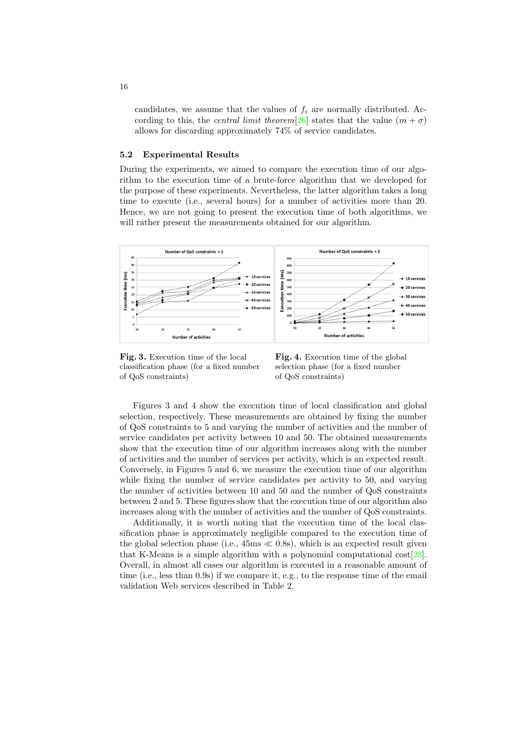candidates, we assume that the values of $f_i$ are normally distributed. According to this, the *central limit theorem*[26] states that the value $(m + \sigma)$ allows for discarding approximately 74% of service candidates.

### 5.2 Experimental Results

During the experiments, we aimed to compare the execution time of our algorithm to the execution time of a brute-force algorithm that we developed for the purpose of these experiments. Nevertheless, the latter algorithm takes a long time to execute (i.e., several hours) for a number of activities more than 20. Hence, we are not going to present the execution time of both algorithms, we will rather present the measurements obtained for our algorithm.

**Fig. 3.** Execution time of the local classification phase (for a fixed number of QoS constraints)

**Fig. 4.** Execution time of the global selection phase (for a fixed number of QoS constraints)

Figures 3 and 4 show the execution time of local classification and global selection, respectively. These measurements are obtained by fixing the number of QoS constraints to 5 and varying the number of activities and the number of service candidates per activity between 10 and 50. The obtained measurements show that the execution time of our algorithm increases along with the number of activities and the number of services per activity, which is an expected result. Conversely, in Figures 5 and 6, we measure the execution time of our algorithm while fixing the number of service candidates per activity to 50, and varying the number of activities between 10 and 50 and the number of QoS constraints between 2 and 5. These figures show that the execution time of our algorithm also increases along with the number of activities and the number of QoS constraints.

Additionally, it is worth noting that the execution time of the local classification phase is approximately negligible compared to the execution time of the global selection phase (i.e., 45ms $\ll$ 0.8s), which is an expected result given that K-Means is a simple algorithm with a polynomial computational cost[23]. Overall, in almost all cases our algorithm is executed in a reasonable amount of time (i.e., less than 0.9s) if we compare it, e.g., to the response time of the email validation Web services described in Table 2.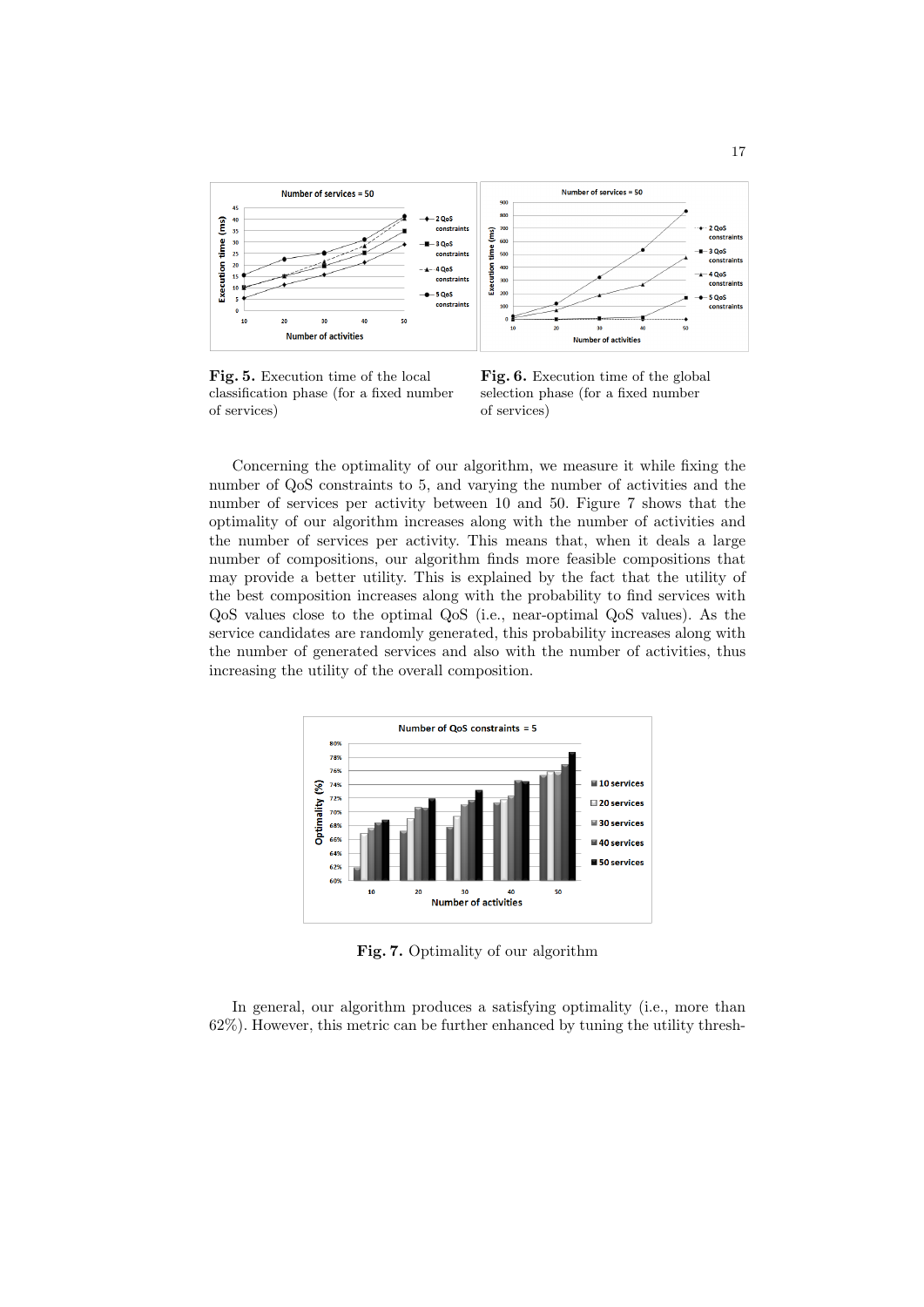**Fig. 5.** Execution time of the local classification phase (for a fixed number of services)

**Fig. 6.** Execution time of the global selection phase (for a fixed number of services)

Concerning the optimality of our algorithm, we measure it while fixing the number of QoS constraints to 5, and varying the number of activities and the number of services per activity between 10 and 50. Figure 7 shows that the optimality of our algorithm increases along with the number of activities and the number of services per activity. This means that, when it deals a large number of compositions, our algorithm finds more feasible compositions that may provide a better utility. This is explained by the fact that the utility of the best composition increases along with the probability to find services with QoS values close to the optimal QoS (i.e., near-optimal QoS values). As the service candidates are randomly generated, this probability increases along with the number of generated services and also with the number of activities, thus increasing the utility of the overall composition.

**Fig. 7.** Optimality of our algorithm

In general, our algorithm produces a satisfying optimality (i.e., more than 62%). However, this metric can be further enhanced by tuning the utility thresh-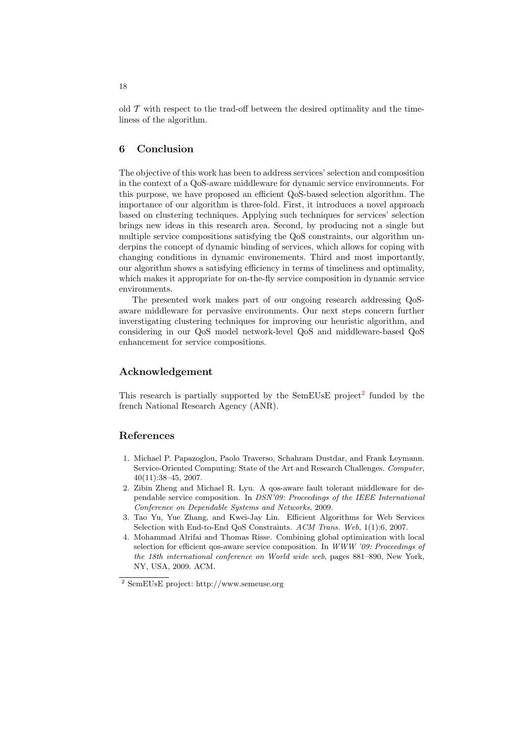old $\mathcal{T}$ with respect to the trad-off between the desired optimality and the timeliness of the algorithm.

## 6 Conclusion

The objective of this work has been to address services' selection and composition in the context of a QoS-aware middleware for dynamic service environments. For this purpose, we have proposed an efficient QoS-based selection algorithm. The importance of our algorithm is three-fold. First, it introduces a novel approach based on clustering techniques. Applying such techniques for services' selection brings new ideas in this research area. Second, by producing not a single but multiple service compositions satisfying the QoS constraints, our algorithm underpins the concept of dynamic binding of services, which allows for coping with changing conditions in dynamic environements. Third and most importantly, our algorithm shows a satisfying efficiency in terms of timeliness and optimality, which makes it appropriate for on-the-fly service composition in dynamic service environments.

The presented work makes part of our ongoing research addressing QoS-aware middleware for pervasive environments. Our next steps concern further inverstigating clustering techniques for improving our heuristic algorithm, and considering in our QoS model network-level QoS and middleware-based QoS enhancement for service compositions.

## Acknowledgement

This research is partially supported by the SemEUsE project[2] funded by the french National Research Agency (ANR).

## References

1. Michael P. Papazoglou, Paolo Traverso, Schahram Dustdar, and Frank Leymann. Service-Oriented Computing: State of the Art and Research Challenges. *Computer*, 40(11):38–45, 2007.
2. Zibin Zheng and Michael R. Lyu. A qos-aware fault tolerant middleware for dependable service composition. In *DSN'09: Proceedings of the IEEE International Conference on Dependable Systems and Networks*, 2009.
3. Tao Yu, Yue Zhang, and Kwei-Jay Lin. Efficient Algorithms for Web Services Selection with End-to-End QoS Constraints. *ACM Trans. Web*, 1(1):6, 2007.
4. Mohammad Alrifai and Thomas Risse. Combining global optimization with local selection for efficient qos-aware service composition. In *WWW '09: Proceedings of the 18th international conference on World wide web*, pages 881–890, New York, NY, USA, 2009. ACM.

[2] SemEUsE project: http://www.semeuse.org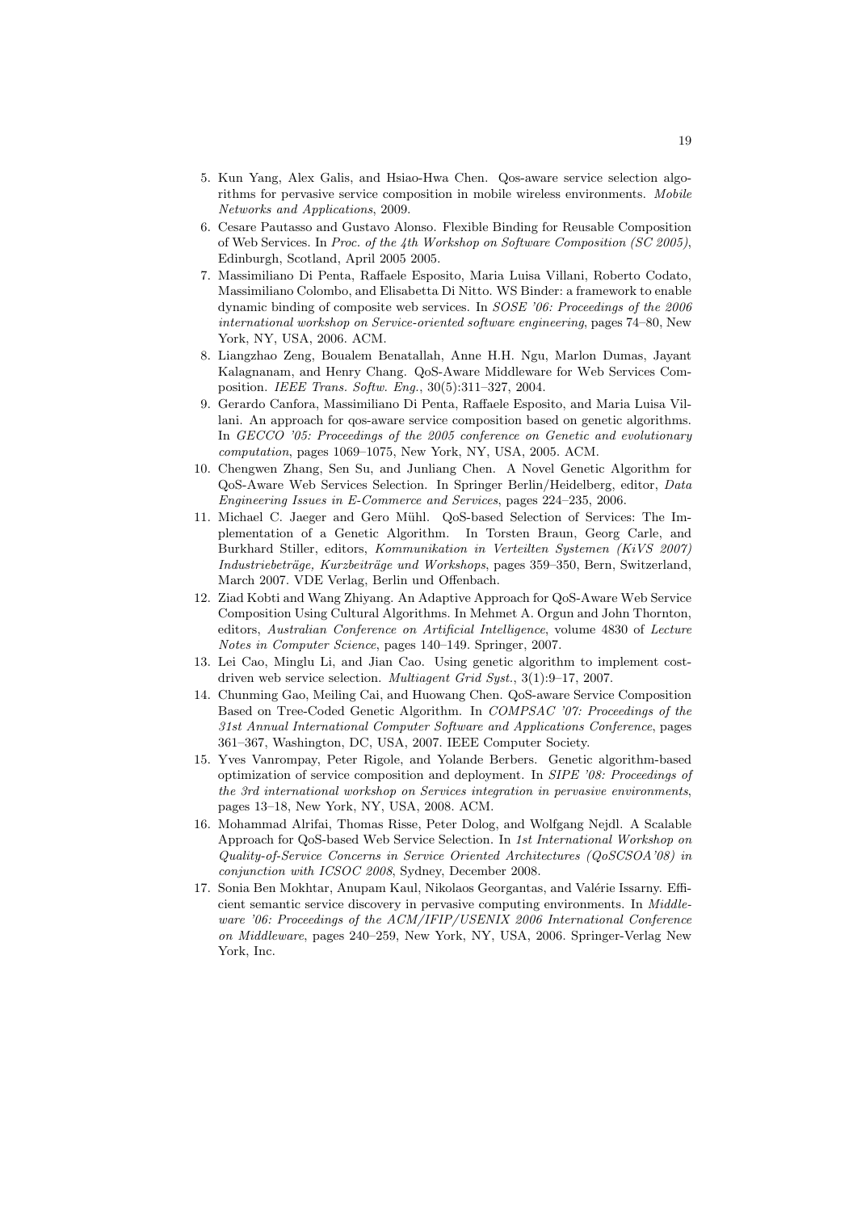5. Kun Yang, Alex Galis, and Hsiao-Hwa Chen. Qos-aware service selection algorithms for pervasive service composition in mobile wireless environments. *Mobile Networks and Applications*, 2009.
6. Cesare Pautasso and Gustavo Alonso. Flexible Binding for Reusable Composition of Web Services. In *Proc. of the 4th Workshop on Software Composition (SC 2005)*, Edinburgh, Scotland, April 2005 2005.
7. Massimiliano Di Penta, Raffaele Esposito, Maria Luisa Villani, Roberto Codato, Massimiliano Colombo, and Elisabetta Di Nitto. WS Binder: a framework to enable dynamic binding of composite web services. In *SOSE '06: Proceedings of the 2006 international workshop on Service-oriented software engineering*, pages 74–80, New York, NY, USA, 2006. ACM.
8. Liangzhao Zeng, Boualem Benatallah, Anne H.H. Ngu, Marlon Dumas, Jayant Kalagnanam, and Henry Chang. QoS-Aware Middleware for Web Services Composition. *IEEE Trans. Softw. Eng.*, 30(5):311–327, 2004.
9. Gerardo Canfora, Massimiliano Di Penta, Raffaele Esposito, and Maria Luisa Villani. An approach for qos-aware service composition based on genetic algorithms. In *GECCO '05: Proceedings of the 2005 conference on Genetic and evolutionary computation*, pages 1069–1075, New York, NY, USA, 2005. ACM.
10. Chengwen Zhang, Sen Su, and Junliang Chen. A Novel Genetic Algorithm for QoS-Aware Web Services Selection. In Springer Berlin/Heidelberg, editor, *Data Engineering Issues in E-Commerce and Services*, pages 224–235, 2006.
11. Michael C. Jaeger and Gero Mühl. QoS-based Selection of Services: The Implementation of a Genetic Algorithm. In Torsten Braun, Georg Carle, and Burkhard Stiller, editors, *Kommunikation in Verteilten Systemen (KiVS 2007) Industriebeträge, Kurzbeiträge und Workshops*, pages 359–350, Bern, Switzerland, March 2007. VDE Verlag, Berlin und Offenbach.
12. Ziad Kobti and Wang Zhiyang. An Adaptive Approach for QoS-Aware Web Service Composition Using Cultural Algorithms. In Mehmet A. Orgun and John Thornton, editors, *Australian Conference on Artificial Intelligence*, volume 4830 of *Lecture Notes in Computer Science*, pages 140–149. Springer, 2007.
13. Lei Cao, Minglu Li, and Jian Cao. Using genetic algorithm to implement cost-driven web service selection. *Multiagent Grid Syst.*, 3(1):9–17, 2007.
14. Chunming Gao, Meiling Cai, and Huowang Chen. QoS-aware Service Composition Based on Tree-Coded Genetic Algorithm. In *COMPSAC '07: Proceedings of the 31st Annual International Computer Software and Applications Conference*, pages 361–367, Washington, DC, USA, 2007. IEEE Computer Society.
15. Yves Vanrompay, Peter Rigole, and Yolande Berbers. Genetic algorithm-based optimization of service composition and deployment. In *SIPE '08: Proceedings of the 3rd international workshop on Services integration in pervasive environments*, pages 13–18, New York, NY, USA, 2008. ACM.
16. Mohammad Alrifai, Thomas Risse, Peter Dolog, and Wolfgang Nejdl. A Scalable Approach for QoS-based Web Service Selection. In *1st International Workshop on Quality-of-Service Concerns in Service Oriented Architectures (QoSCSOA'08) in conjunction with ICSOC 2008*, Sydney, December 2008.
17. Sonia Ben Mokhtar, Anupam Kaul, Nikolaos Georgantas, and Valérie Issarny. Efficient semantic service discovery in pervasive computing environments. In *Middleware '06: Proceedings of the ACM/IFIP/USENIX 2006 International Conference on Middleware*, pages 240–259, New York, NY, USA, 2006. Springer-Verlag New York, Inc.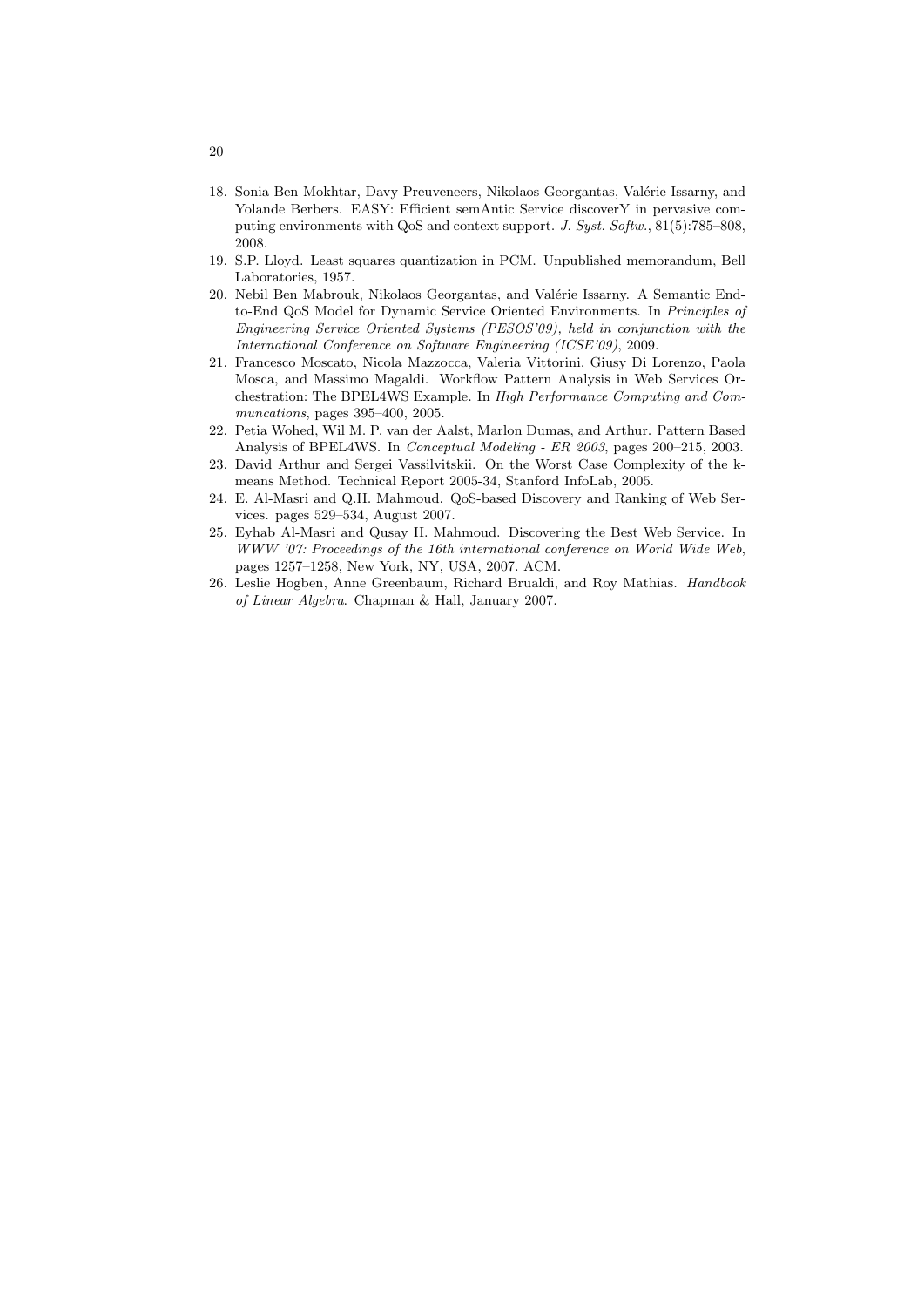18. Sonia Ben Mokhtar, Davy Preuveneers, Nikolaos Georgantas, Valérie Issarny, and Yolande Berbers. EASY: Efficient semAntic Service discoverY in pervasive computing environments with QoS and context support. *J. Syst. Softw.*, 81(5):785–808, 2008.
19. S.P. Lloyd. Least squares quantization in PCM. Unpublished memorandum, Bell Laboratories, 1957.
20. Nebil Ben Mabrouk, Nikolaos Georgantas, and Valérie Issarny. A Semantic End-to-End QoS Model for Dynamic Service Oriented Environments. In *Principles of Engineering Service Oriented Systems (PESOS'09), held in conjunction with the International Conference on Software Engineering (ICSE'09)*, 2009.
21. Francesco Moscato, Nicola Mazzocca, Valeria Vittorini, Giusy Di Lorenzo, Paola Mosca, and Massimo Magaldi. Workflow Pattern Analysis in Web Services Orchestration: The BPEL4WS Example. In *High Performance Computing and Communcations*, pages 395–400, 2005.
22. Petia Wohed, Wil M. P. van der Aalst, Marlon Dumas, and Arthur. Pattern Based Analysis of BPEL4WS. In *Conceptual Modeling - ER 2003*, pages 200–215, 2003.
23. David Arthur and Sergei Vassilvitskii. On the Worst Case Complexity of the k-means Method. Technical Report 2005-34, Stanford InfoLab, 2005.
24. E. Al-Masri and Q.H. Mahmoud. QoS-based Discovery and Ranking of Web Services. pages 529–534, August 2007.
25. Eyhab Al-Masri and Qusay H. Mahmoud. Discovering the Best Web Service. In *WWW '07: Proceedings of the 16th international conference on World Wide Web*, pages 1257–1258, New York, NY, USA, 2007. ACM.
26. Leslie Hogben, Anne Greenbaum, Richard Brualdi, and Roy Mathias. *Handbook of Linear Algebra*. Chapman & Hall, January 2007.